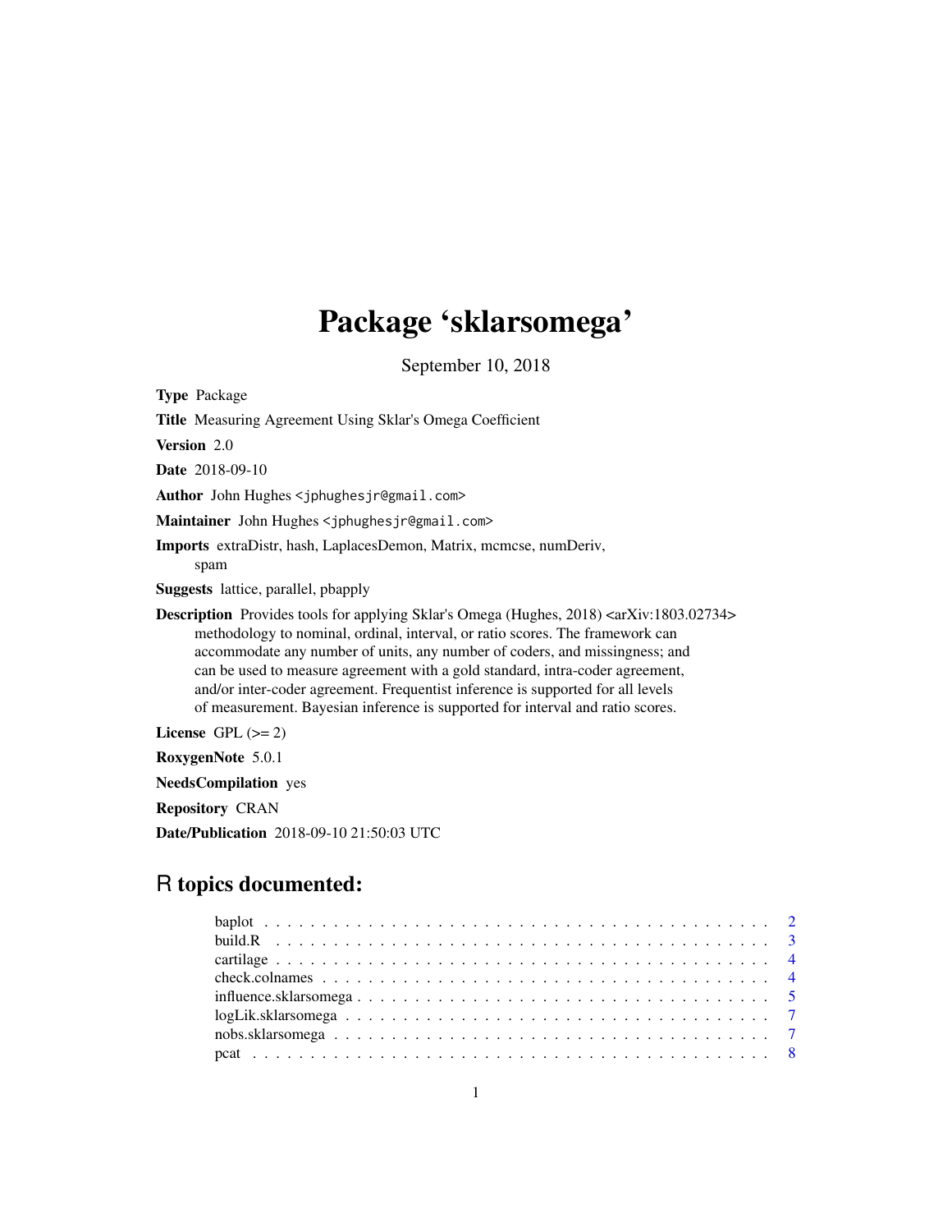# Package 'sklarsomega'

September 10, 2018

**Type** Package

**Title** Measuring Agreement Using Sklar's Omega Coefficient

**Version** 2.0

**Date** 2018-09-10

**Author** John Hughes <jphughesjr@gmail.com>

**Maintainer** John Hughes <jphughesjr@gmail.com>

**Imports** extraDistr, hash, LaplacesDemon, Matrix, mcmcse, numDeriv, spam

**Suggests** lattice, parallel, pbapply

**Description** Provides tools for applying Sklar's Omega (Hughes, 2018) <arXiv:1803.02734> methodology to nominal, ordinal, interval, or ratio scores. The framework can accommodate any number of units, any number of coders, and missingness; and can be used to measure agreement with a gold standard, intra-coder agreement, and/or inter-coder agreement. Frequentist inference is supported for all levels of measurement. Bayesian inference is supported for interval and ratio scores.

**License** GPL (>= 2)

**RoxygenNote** 5.0.1

**NeedsCompilation** yes

**Repository** CRAN

**Date/Publication** 2018-09-10 21:50:03 UTC

## R topics documented:

| | |
|---|---|
| baplot | 2 |
| build.R | 3 |
| cartilage | 4 |
| check.colnames | 4 |
| influence.sklarsomega | 5 |
| logLik.sklarsomega | 7 |
| nobs.sklarsomega | 7 |
| pcat | 8 |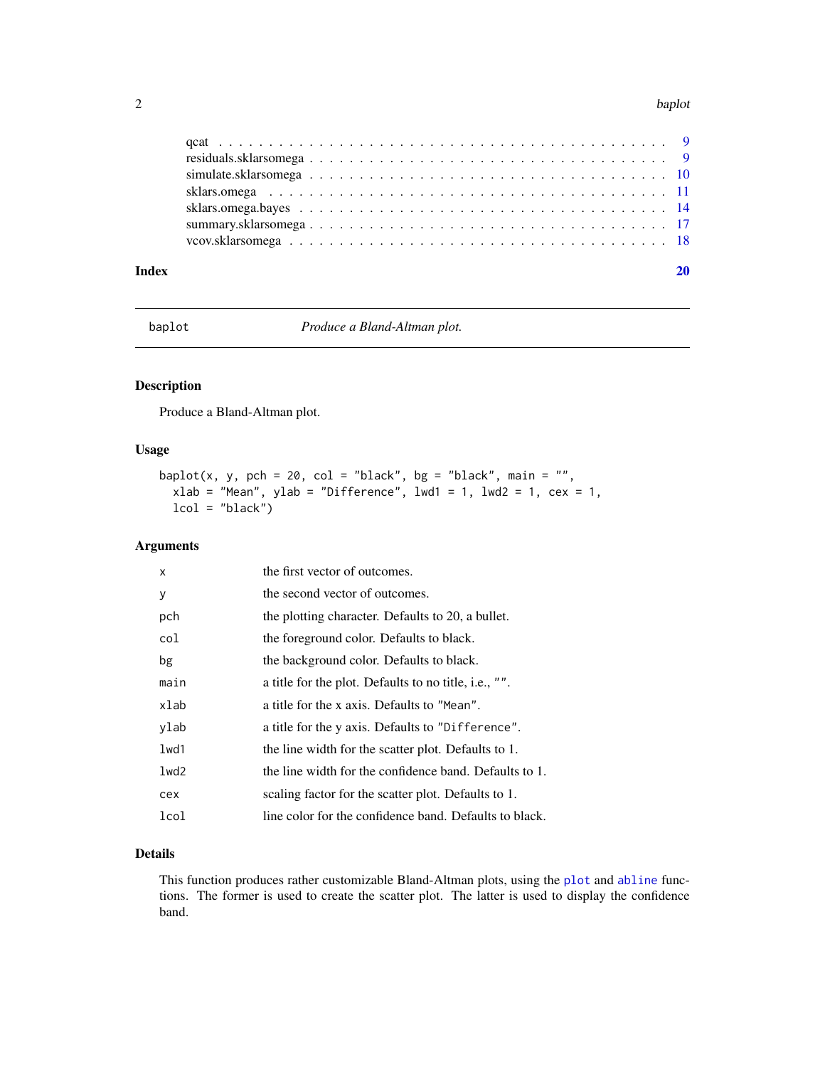| | |
|---|---|
| qcat | 9 |
| residuals.sklarsomega | 9 |
| simulate.sklarsomega | 10 |
| sklars.omega | 11 |
| sklars.omega.bayes | 14 |
| summary.sklarsomega | 17 |
| vcov.sklarsomega | 18 |

**Index** **20**

---

## baplot *Produce a Bland-Altman plot.*

### Description

Produce a Bland-Altman plot.

### Usage

```
baplot(x, y, pch = 20, col = "black", bg = "black", main = "",
  xlab = "Mean", ylab = "Difference", lwd1 = 1, lwd2 = 1, cex = 1,
  lcol = "black")
```

### Arguments

| | |
|---|---|
| `x` | the first vector of outcomes. |
| `y` | the second vector of outcomes. |
| `pch` | the plotting character. Defaults to 20, a bullet. |
| `col` | the foreground color. Defaults to black. |
| `bg` | the background color. Defaults to black. |
| `main` | a title for the plot. Defaults to no title, i.e., `""`. |
| `xlab` | a title for the x axis. Defaults to `"Mean"`. |
| `ylab` | a title for the y axis. Defaults to `"Difference"`. |
| `lwd1` | the line width for the scatter plot. Defaults to 1. |
| `lwd2` | the line width for the confidence band. Defaults to 1. |
| `cex` | scaling factor for the scatter plot. Defaults to 1. |
| `lcol` | line color for the confidence band. Defaults to black. |

### Details

This function produces rather customizable Bland-Altman plots, using the `plot` and `abline` functions. The former is used to create the scatter plot. The latter is used to display the confidence band.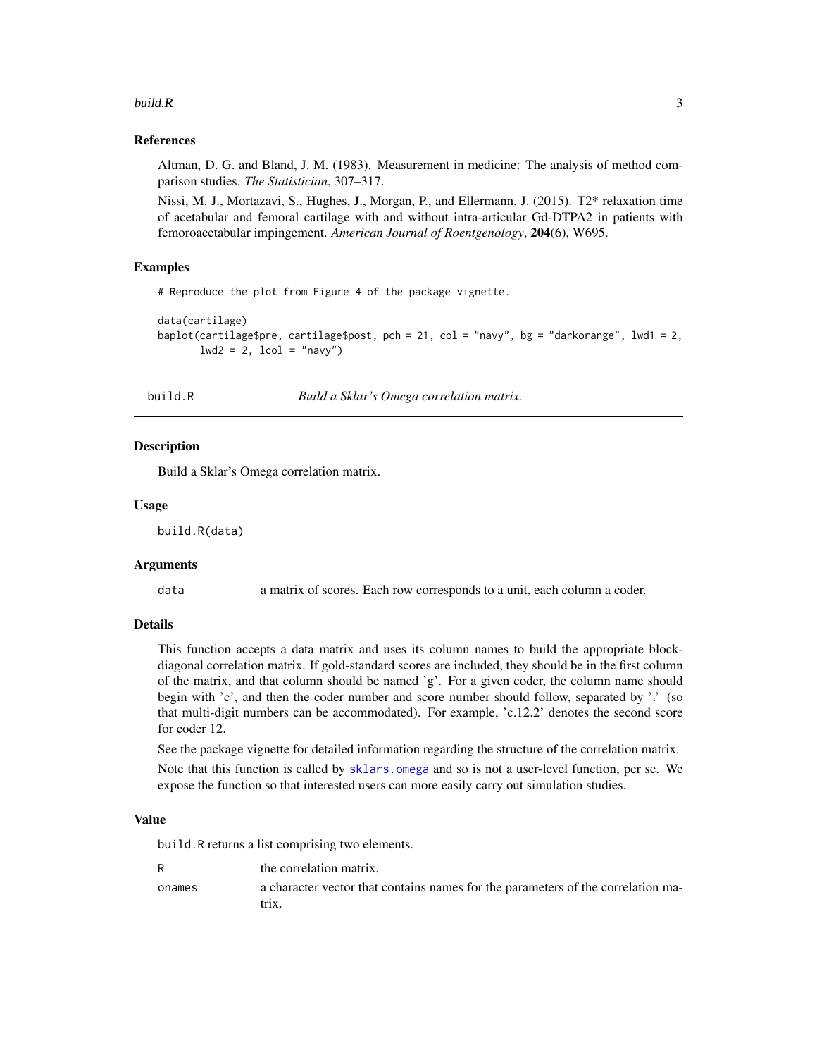### References

Altman, D. G. and Bland, J. M. (1983). Measurement in medicine: The analysis of method comparison studies. *The Statistician*, 307–317.

Nissi, M. J., Mortazavi, S., Hughes, J., Morgan, P., and Ellermann, J. (2015). T2* relaxation time of acetabular and femoral cartilage with and without intra-articular Gd-DTPA2 in patients with femoroacetabular impingement. *American Journal of Roentgenology*, **204**(6), W695.

### Examples

```
# Reproduce the plot from Figure 4 of the package vignette.

data(cartilage)
baplot(cartilage$pre, cartilage$post, pch = 21, col = "navy", bg = "darkorange", lwd1 = 2,
       lwd2 = 2, lcol = "navy")
```

---

## build.R — *Build a Sklar's Omega correlation matrix.*

---

### Description

Build a Sklar's Omega correlation matrix.

### Usage

```
build.R(data)
```

### Arguments

| | |
|---|---|
| data | a matrix of scores. Each row corresponds to a unit, each column a coder. |

### Details

This function accepts a data matrix and uses its column names to build the appropriate block-diagonal correlation matrix. If gold-standard scores are included, they should be in the first column of the matrix, and that column should be named 'g'. For a given coder, the column name should begin with 'c', and then the coder number and score number should follow, separated by '.' (so that multi-digit numbers can be accommodated). For example, 'c.12.2' denotes the second score for coder 12.

See the package vignette for detailed information regarding the structure of the correlation matrix.

Note that this function is called by `sklars.omega` and so is not a user-level function, per se. We expose the function so that interested users can more easily carry out simulation studies.

### Value

`build.R` returns a list comprising two elements.

| | |
|---|---|
| R | the correlation matrix. |
| onames | a character vector that contains names for the parameters of the correlation matrix. |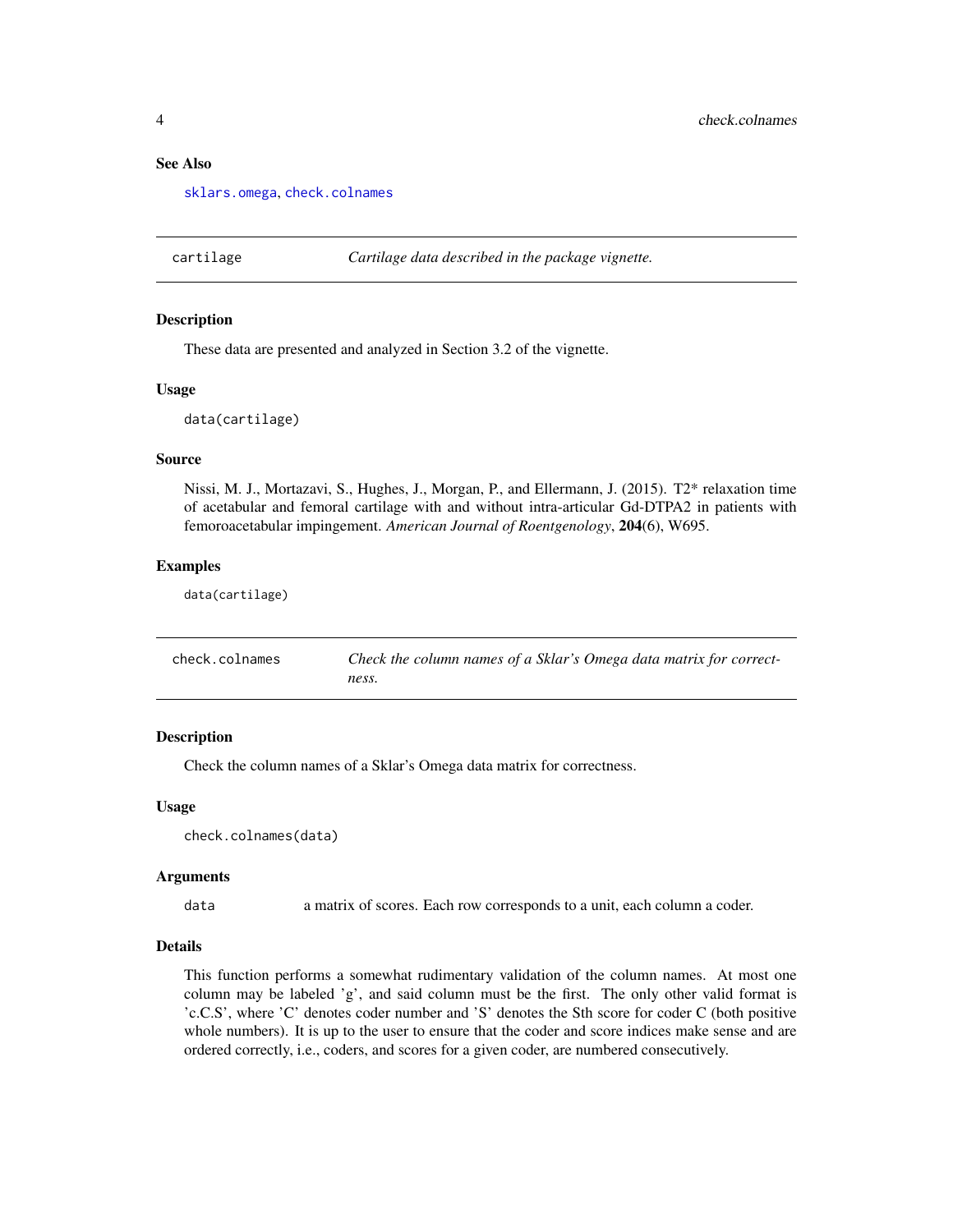### See Also

sklars.omega, check.colnames

## cartilage — *Cartilage data described in the package vignette.*

### Description

These data are presented and analyzed in Section 3.2 of the vignette.

### Usage

```
data(cartilage)
```

### Source

Nissi, M. J., Mortazavi, S., Hughes, J., Morgan, P., and Ellermann, J. (2015). T2* relaxation time of acetabular and femoral cartilage with and without intra-articular Gd-DTPA2 in patients with femoroacetabular impingement. *American Journal of Roentgenology*, **204**(6), W695.

### Examples

```
data(cartilage)
```

## check.colnames — *Check the column names of a Sklar's Omega data matrix for correctness.*

### Description

Check the column names of a Sklar's Omega data matrix for correctness.

### Usage

```
check.colnames(data)
```

### Arguments

| | |
|---|---|
| data | a matrix of scores. Each row corresponds to a unit, each column a coder. |

### Details

This function performs a somewhat rudimentary validation of the column names. At most one column may be labeled 'g', and said column must be the first. The only other valid format is 'c.C.S', where 'C' denotes coder number and 'S' denotes the Sth score for coder C (both positive whole numbers). It is up to the user to ensure that the coder and score indices make sense and are ordered correctly, i.e., coders, and scores for a given coder, are numbered consecutively.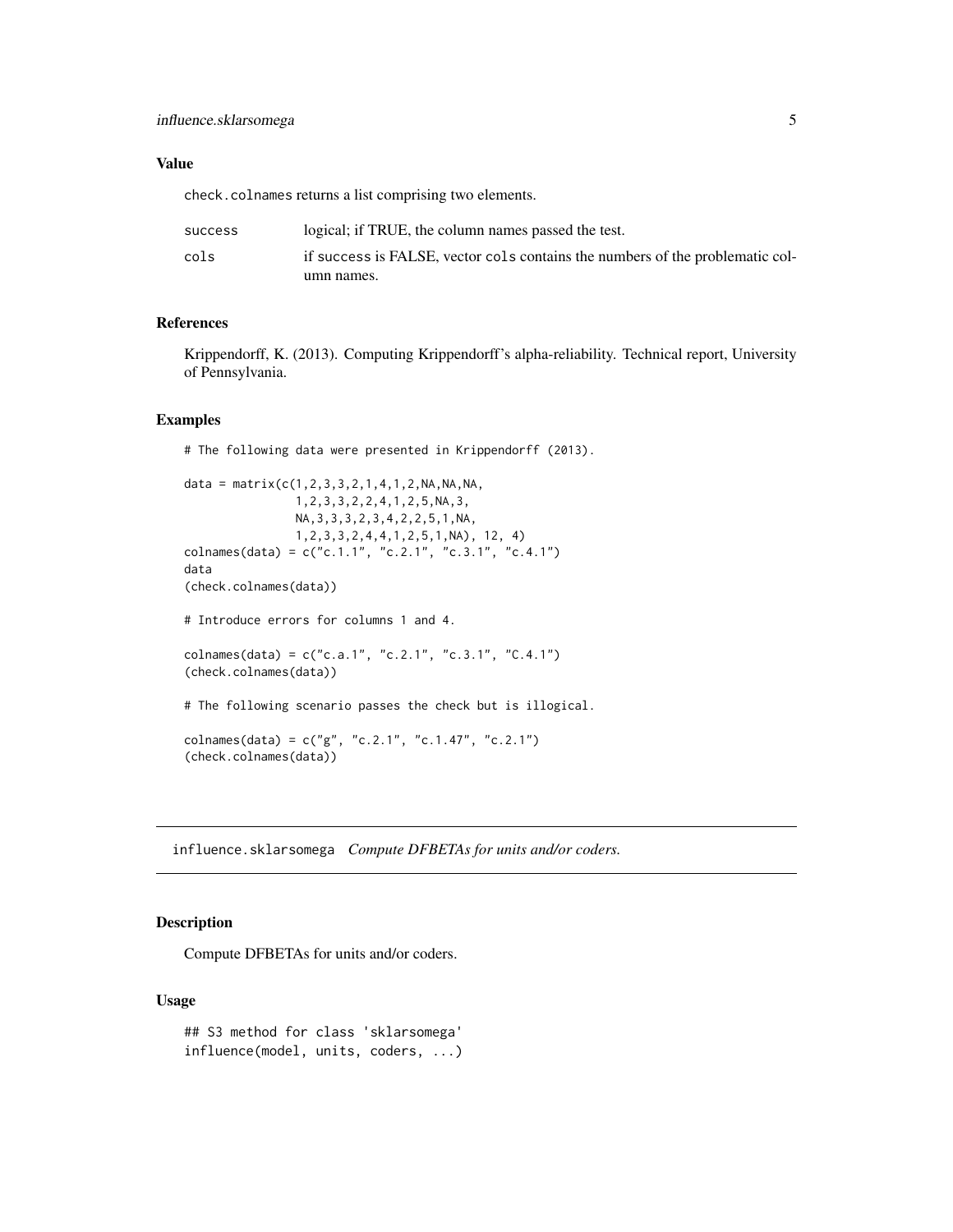### Value

check.colnames returns a list comprising two elements.

| | |
|---|---|
| success | logical; if TRUE, the column names passed the test. |
| cols | if success is FALSE, vector cols contains the numbers of the problematic column names. |

### References

Krippendorff, K. (2013). Computing Krippendorff's alpha-reliability. Technical report, University of Pennsylvania.

### Examples

```
# The following data were presented in Krippendorff (2013).

data = matrix(c(1,2,3,3,2,1,4,1,2,NA,NA,NA,
                1,2,3,3,2,2,4,1,2,5,NA,3,
                NA,3,3,3,2,3,4,2,2,5,1,NA,
                1,2,3,3,2,4,4,1,2,5,1,NA), 12, 4)
colnames(data) = c("c.1.1", "c.2.1", "c.3.1", "c.4.1")
data
(check.colnames(data))

# Introduce errors for columns 1 and 4.

colnames(data) = c("c.a.1", "c.2.1", "c.3.1", "C.4.1")
(check.colnames(data))

# The following scenario passes the check but is illogical.

colnames(data) = c("g", "c.2.1", "c.1.47", "c.2.1")
(check.colnames(data))
```

---

## influence.sklarsomega *Compute DFBETAs for units and/or coders.*

### Description

Compute DFBETAs for units and/or coders.

### Usage

```
## S3 method for class 'sklarsomega'
influence(model, units, coders, ...)
```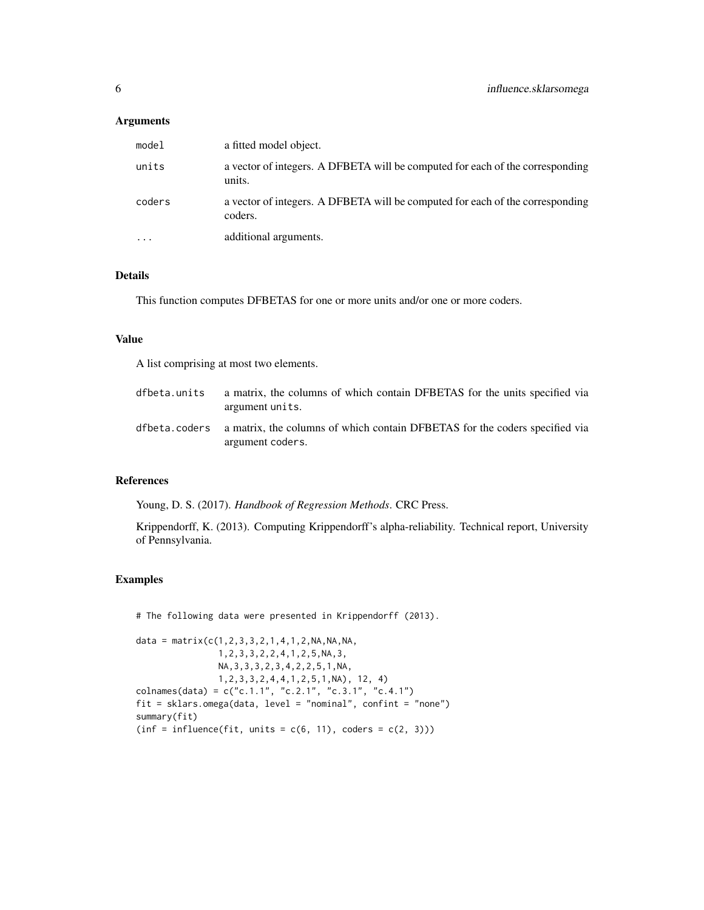## Arguments

| | |
|---|---|
| `model` | a fitted model object. |
| `units` | a vector of integers. A DFBETA will be computed for each of the corresponding units. |
| `coders` | a vector of integers. A DFBETA will be computed for each of the corresponding coders. |
| `...` | additional arguments. |

## Details

This function computes DFBETAS for one or more units and/or one or more coders.

## Value

A list comprising at most two elements.

| | |
|---|---|
| `dfbeta.units` | a matrix, the columns of which contain DFBETAS for the units specified via argument `units`. |
| `dfbeta.coders` | a matrix, the columns of which contain DFBETAS for the coders specified via argument `coders`. |

## References

Young, D. S. (2017). *Handbook of Regression Methods*. CRC Press.

Krippendorff, K. (2013). Computing Krippendorff's alpha-reliability. Technical report, University of Pennsylvania.

## Examples

```
# The following data were presented in Krippendorff (2013).

data = matrix(c(1,2,3,3,2,1,4,1,2,NA,NA,NA,
                1,2,3,3,2,2,4,1,2,5,NA,3,
                NA,3,3,3,2,3,4,2,2,5,1,NA,
                1,2,3,3,2,4,4,1,2,5,1,NA), 12, 4)
colnames(data) = c("c.1.1", "c.2.1", "c.3.1", "c.4.1")
fit = sklars.omega(data, level = "nominal", confint = "none")
summary(fit)
(inf = influence(fit, units = c(6, 11), coders = c(2, 3)))
```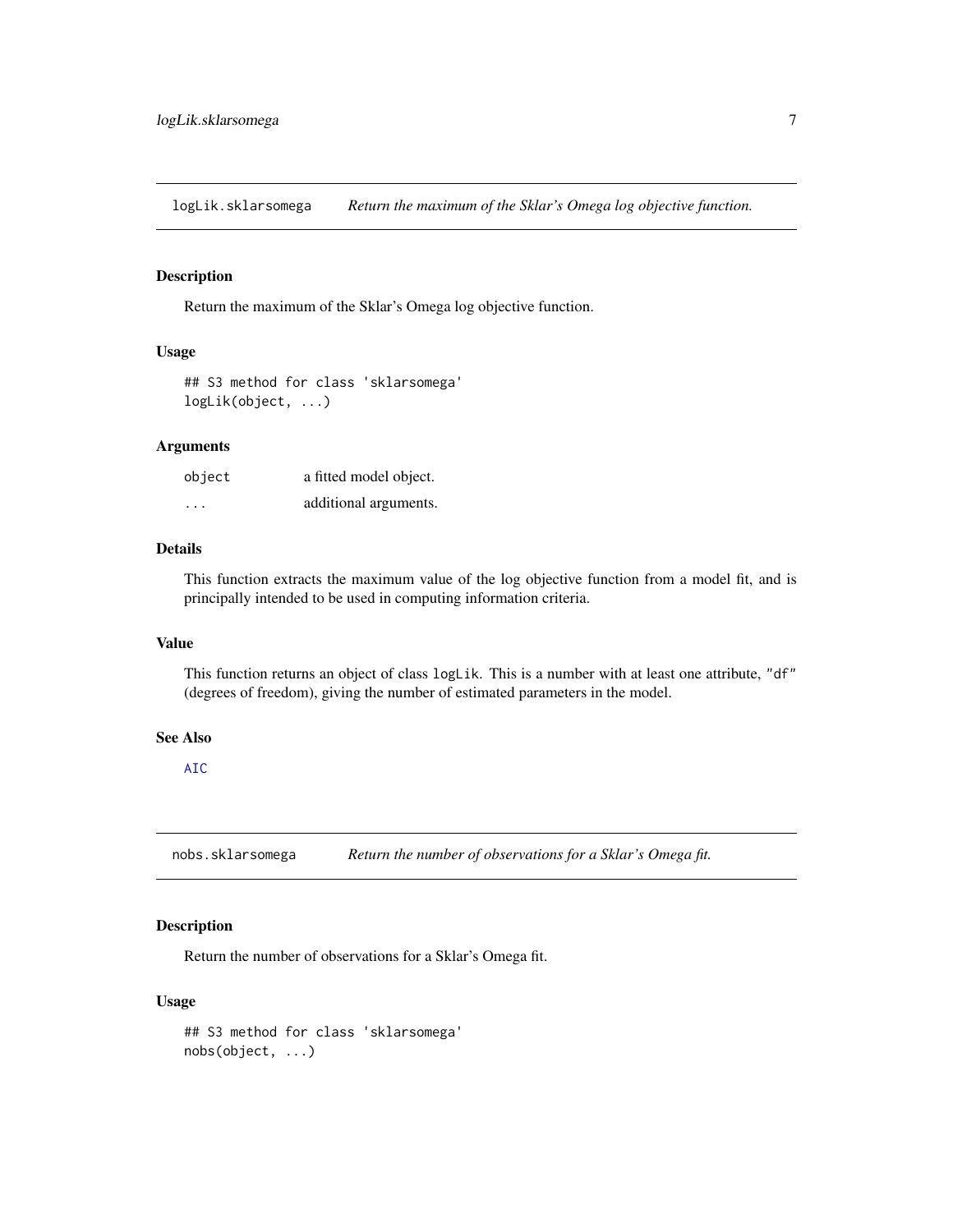## logLik.sklarsomega *Return the maximum of the Sklar's Omega log objective function.*

### Description

Return the maximum of the Sklar's Omega log objective function.

### Usage

```
## S3 method for class 'sklarsomega'
logLik(object, ...)
```

### Arguments

| | |
|---|---|
| object | a fitted model object. |
| ... | additional arguments. |

### Details

This function extracts the maximum value of the log objective function from a model fit, and is principally intended to be used in computing information criteria.

### Value

This function returns an object of class `logLik`. This is a number with at least one attribute, `"df"` (degrees of freedom), giving the number of estimated parameters in the model.

### See Also

AIC

## nobs.sklarsomega *Return the number of observations for a Sklar's Omega fit.*

### Description

Return the number of observations for a Sklar's Omega fit.

### Usage

```
## S3 method for class 'sklarsomega'
nobs(object, ...)
```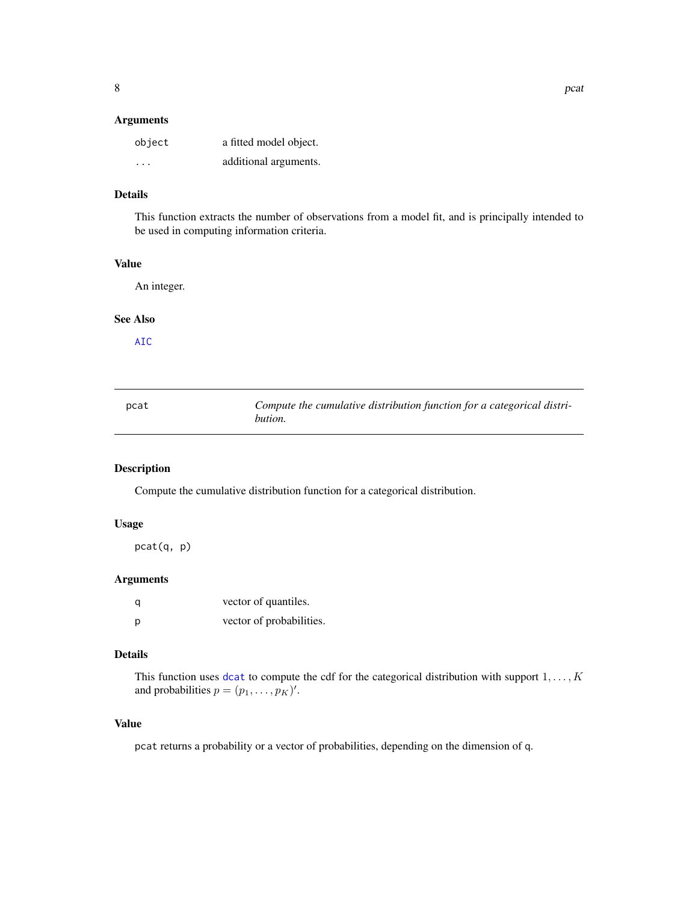### Arguments

| | |
|---|---|
| `object` | a fitted model object. |
| `...` | additional arguments. |

### Details

This function extracts the number of observations from a model fit, and is principally intended to be used in computing information criteria.

### Value

An integer.

### See Also

`AIC`

---

## pcat — *Compute the cumulative distribution function for a categorical distribution.*

---

### Description

Compute the cumulative distribution function for a categorical distribution.

### Usage

```
pcat(q, p)
```

### Arguments

| | |
|---|---|
| `q` | vector of quantiles. |
| `p` | vector of probabilities. |

### Details

This function uses `dcat` to compute the cdf for the categorical distribution with support $1, \ldots, K$ and probabilities $p = (p_1, \ldots, p_K)'$.

### Value

`pcat` returns a probability or a vector of probabilities, depending on the dimension of `q`.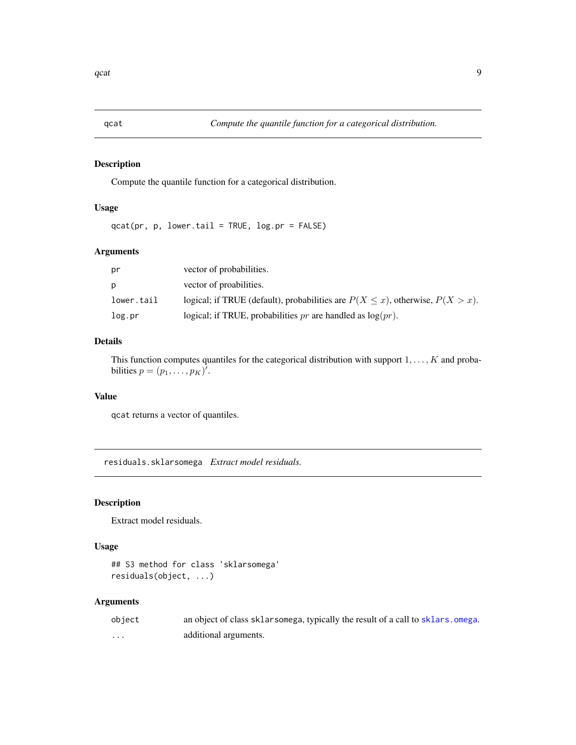## qcat — *Compute the quantile function for a categorical distribution.*

### Description

Compute the quantile function for a categorical distribution.

### Usage

```
qcat(pr, p, lower.tail = TRUE, log.pr = FALSE)
```

### Arguments

| | |
|---|---|
| `pr` | vector of probabilities. |
| `p` | vector of proabilities. |
| `lower.tail` | logical; if TRUE (default), probabilities are $P(X \leq x)$, otherwise, $P(X > x)$. |
| `log.pr` | logical; if TRUE, probabilities $pr$ are handled as $\log(pr)$. |

### Details

This function computes quantiles for the categorical distribution with support $1, \ldots, K$ and probabilities $p = (p_1, \ldots, p_K)'$.

### Value

`qcat` returns a vector of quantiles.

## residuals.sklarsomega — *Extract model residuals.*

### Description

Extract model residuals.

### Usage

```
## S3 method for class 'sklarsomega'
residuals(object, ...)
```

### Arguments

| | |
|---|---|
| `object` | an object of class `sklarsomega`, typically the result of a call to `sklars.omega`. |
| `...` | additional arguments. |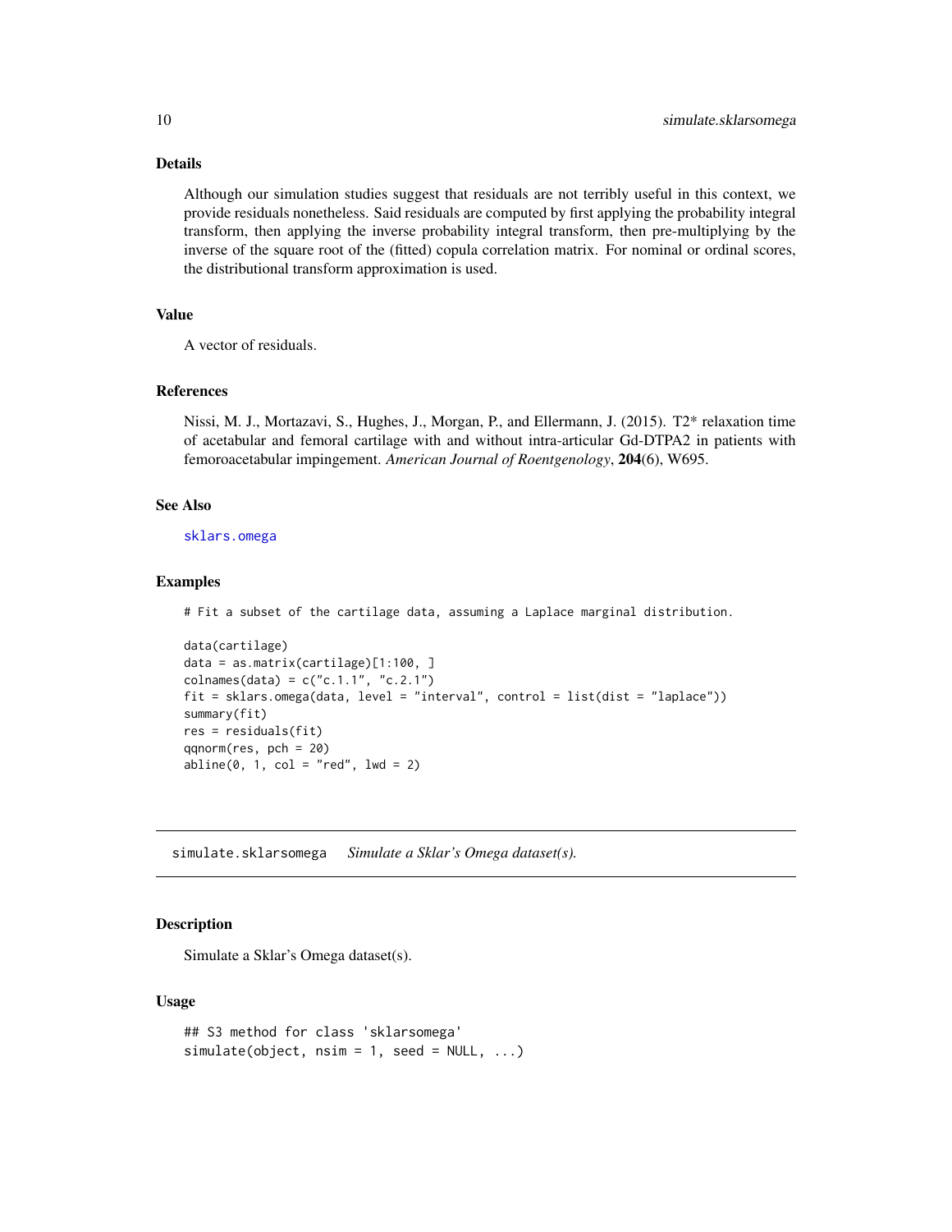### Details

Although our simulation studies suggest that residuals are not terribly useful in this context, we provide residuals nonetheless. Said residuals are computed by first applying the probability integral transform, then applying the inverse probability integral transform, then pre-multiplying by the inverse of the square root of the (fitted) copula correlation matrix. For nominal or ordinal scores, the distributional transform approximation is used.

### Value

A vector of residuals.

### References

Nissi, M. J., Mortazavi, S., Hughes, J., Morgan, P., and Ellermann, J. (2015). T2* relaxation time of acetabular and femoral cartilage with and without intra-articular Gd-DTPA2 in patients with femoroacetabular impingement. *American Journal of Roentgenology*, **204**(6), W695.

### See Also

sklars.omega

### Examples

```
# Fit a subset of the cartilage data, assuming a Laplace marginal distribution.

data(cartilage)
data = as.matrix(cartilage)[1:100, ]
colnames(data) = c("c.1.1", "c.2.1")
fit = sklars.omega(data, level = "interval", control = list(dist = "laplace"))
summary(fit)
res = residuals(fit)
qqnorm(res, pch = 20)
abline(0, 1, col = "red", lwd = 2)
```

---

## simulate.sklarsomega — *Simulate a Sklar's Omega dataset(s).*

### Description

Simulate a Sklar's Omega dataset(s).

### Usage

```
## S3 method for class 'sklarsomega'
simulate(object, nsim = 1, seed = NULL, ...)
```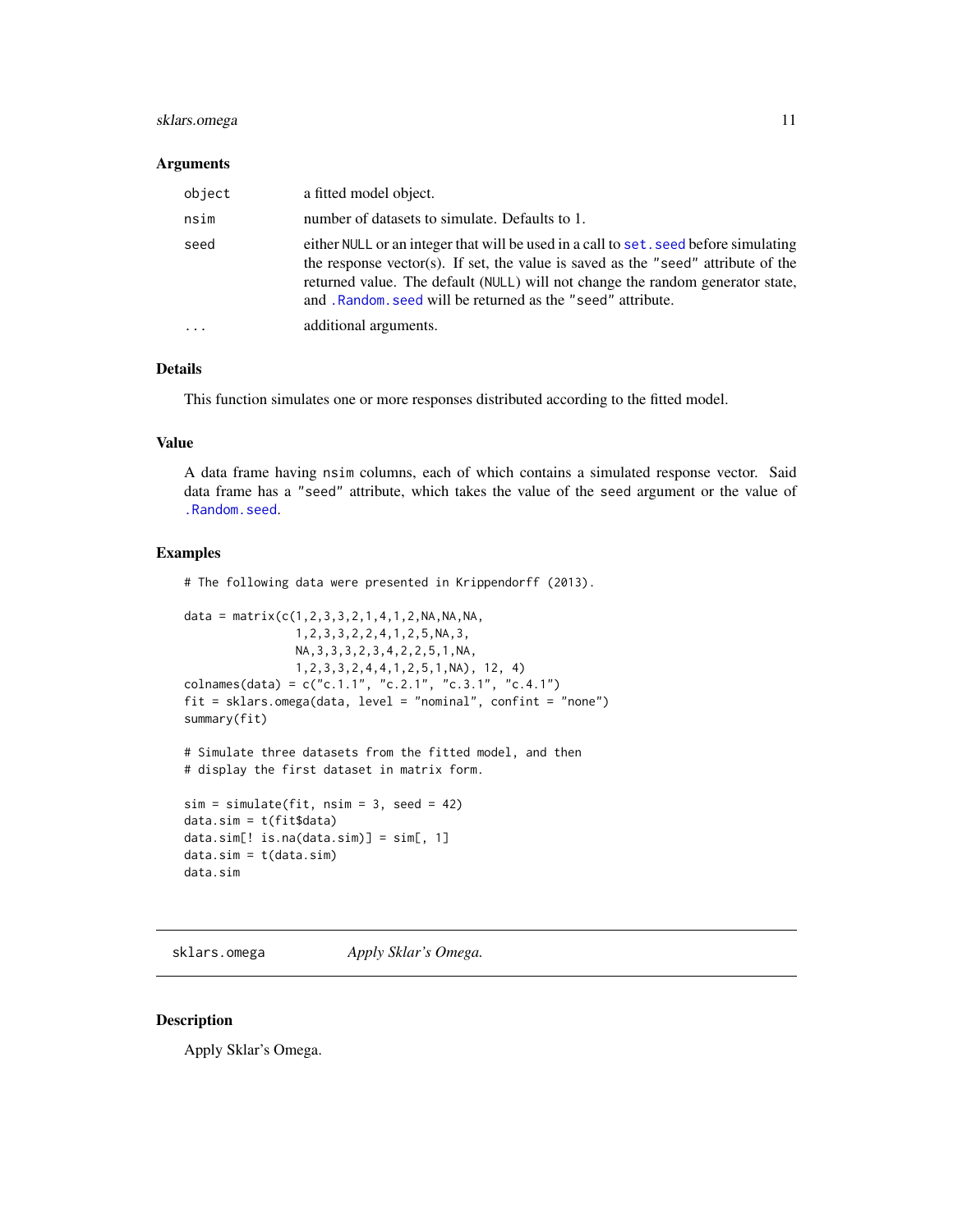### Arguments

| | |
|---|---|
| `object` | a fitted model object. |
| `nsim` | number of datasets to simulate. Defaults to 1. |
| `seed` | either `NULL` or an integer that will be used in a call to `set.seed` before simulating the response vector(s). If set, the value is saved as the `"seed"` attribute of the returned value. The default (`NULL`) will not change the random generator state, and `.Random.seed` will be returned as the `"seed"` attribute. |
| `...` | additional arguments. |

### Details

This function simulates one or more responses distributed according to the fitted model.

### Value

A data frame having `nsim` columns, each of which contains a simulated response vector. Said data frame has a `"seed"` attribute, which takes the value of the `seed` argument or the value of `.Random.seed`.

### Examples

```
# The following data were presented in Krippendorff (2013).

data = matrix(c(1,2,3,3,2,1,4,1,2,NA,NA,NA,
                1,2,3,3,2,2,4,1,2,5,NA,3,
                NA,3,3,3,2,3,4,2,2,5,1,NA,
                1,2,3,3,2,4,4,1,2,5,1,NA), 12, 4)
colnames(data) = c("c.1.1", "c.2.1", "c.3.1", "c.4.1")
fit = sklars.omega(data, level = "nominal", confint = "none")
summary(fit)

# Simulate three datasets from the fitted model, and then
# display the first dataset in matrix form.

sim = simulate(fit, nsim = 3, seed = 42)
data.sim = t(fit$data)
data.sim[! is.na(data.sim)] = sim[, 1]
data.sim = t(data.sim)
data.sim
```

---

## sklars.omega *Apply Sklar's Omega.*

---

### Description

Apply Sklar's Omega.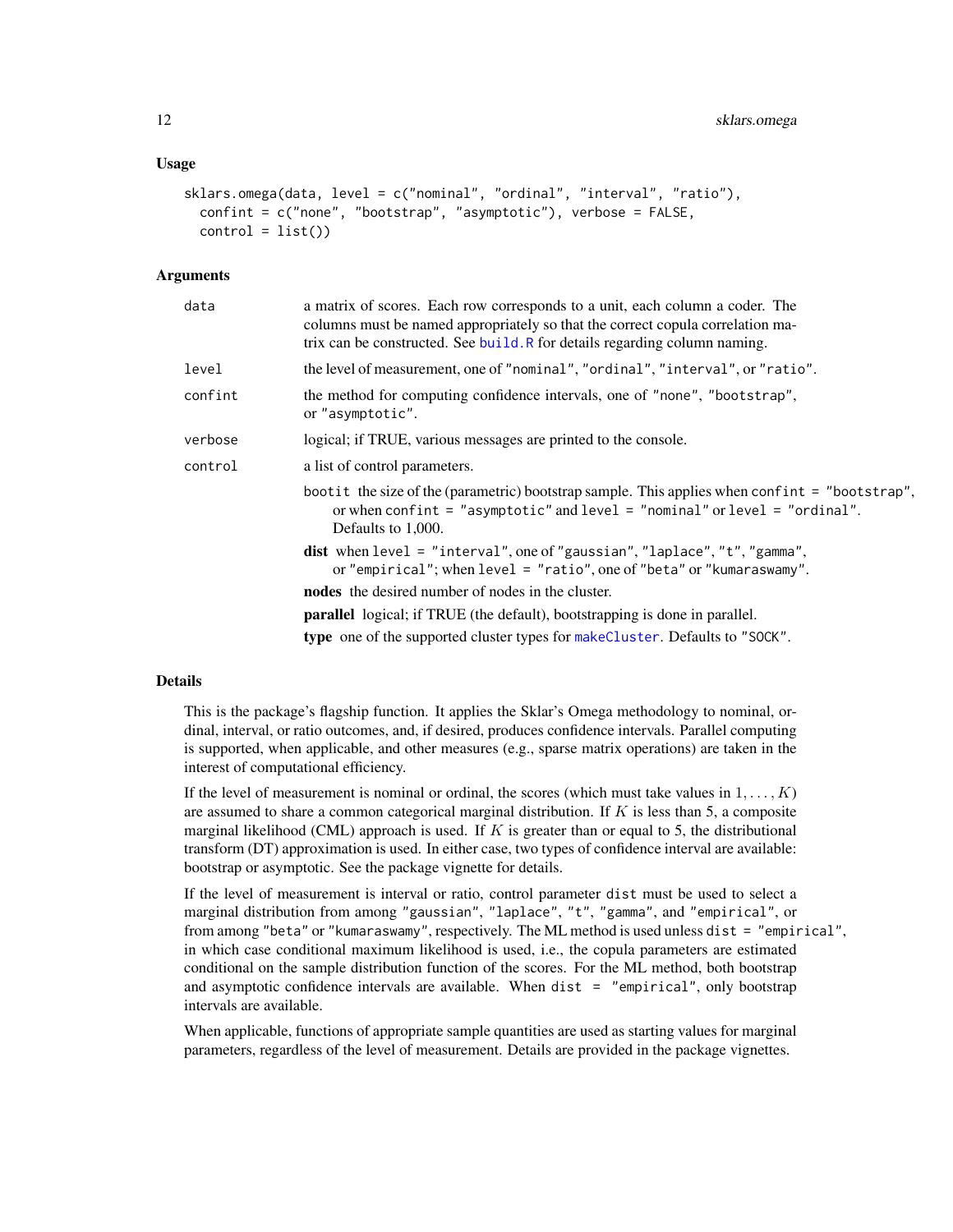### Usage

```
sklars.omega(data, level = c("nominal", "ordinal", "interval", "ratio"),
  confint = c("none", "bootstrap", "asymptotic"), verbose = FALSE,
  control = list())
```

### Arguments

| | |
|---|---|
| `data` | a matrix of scores. Each row corresponds to a unit, each column a coder. The columns must be named appropriately so that the correct copula correlation matrix can be constructed. See `build.R` for details regarding column naming. |
| `level` | the level of measurement, one of `"nominal"`, `"ordinal"`, `"interval"`, or `"ratio"`. |
| `confint` | the method for computing confidence intervals, one of `"none"`, `"bootstrap"`, or `"asymptotic"`. |
| `verbose` | logical; if TRUE, various messages are printed to the console. |
| `control` | a list of control parameters. |

- `bootit` the size of the (parametric) bootstrap sample. This applies when `confint = "bootstrap"`, or when `confint = "asymptotic"` and `level = "nominal"` or `level = "ordinal"`. Defaults to 1,000.
- **dist** when `level = "interval"`, one of `"gaussian"`, `"laplace"`, `"t"`, `"gamma"`, or `"empirical"`; when `level = "ratio"`, one of `"beta"` or `"kumaraswamy"`.
- **nodes** the desired number of nodes in the cluster.
- **parallel** logical; if TRUE (the default), bootstrapping is done in parallel.
- **type** one of the supported cluster types for `makeCluster`. Defaults to `"SOCK"`.

### Details

This is the package's flagship function. It applies the Sklar's Omega methodology to nominal, ordinal, interval, or ratio outcomes, and, if desired, produces confidence intervals. Parallel computing is supported, when applicable, and other measures (e.g., sparse matrix operations) are taken in the interest of computational efficiency.

If the level of measurement is nominal or ordinal, the scores (which must take values in $1, \dots, K$) are assumed to share a common categorical marginal distribution. If $K$ is less than 5, a composite marginal likelihood (CML) approach is used. If $K$ is greater than or equal to 5, the distributional transform (DT) approximation is used. In either case, two types of confidence interval are available: bootstrap or asymptotic. See the package vignette for details.

If the level of measurement is interval or ratio, control parameter `dist` must be used to select a marginal distribution from among `"gaussian"`, `"laplace"`, `"t"`, `"gamma"`, and `"empirical"`, or from among `"beta"` or `"kumaraswamy"`, respectively. The ML method is used unless `dist = "empirical"`, in which case conditional maximum likelihood is used, i.e., the copula parameters are estimated conditional on the sample distribution function of the scores. For the ML method, both bootstrap and asymptotic confidence intervals are available. When `dist = "empirical"`, only bootstrap intervals are available.

When applicable, functions of appropriate sample quantities are used as starting values for marginal parameters, regardless of the level of measurement. Details are provided in the package vignettes.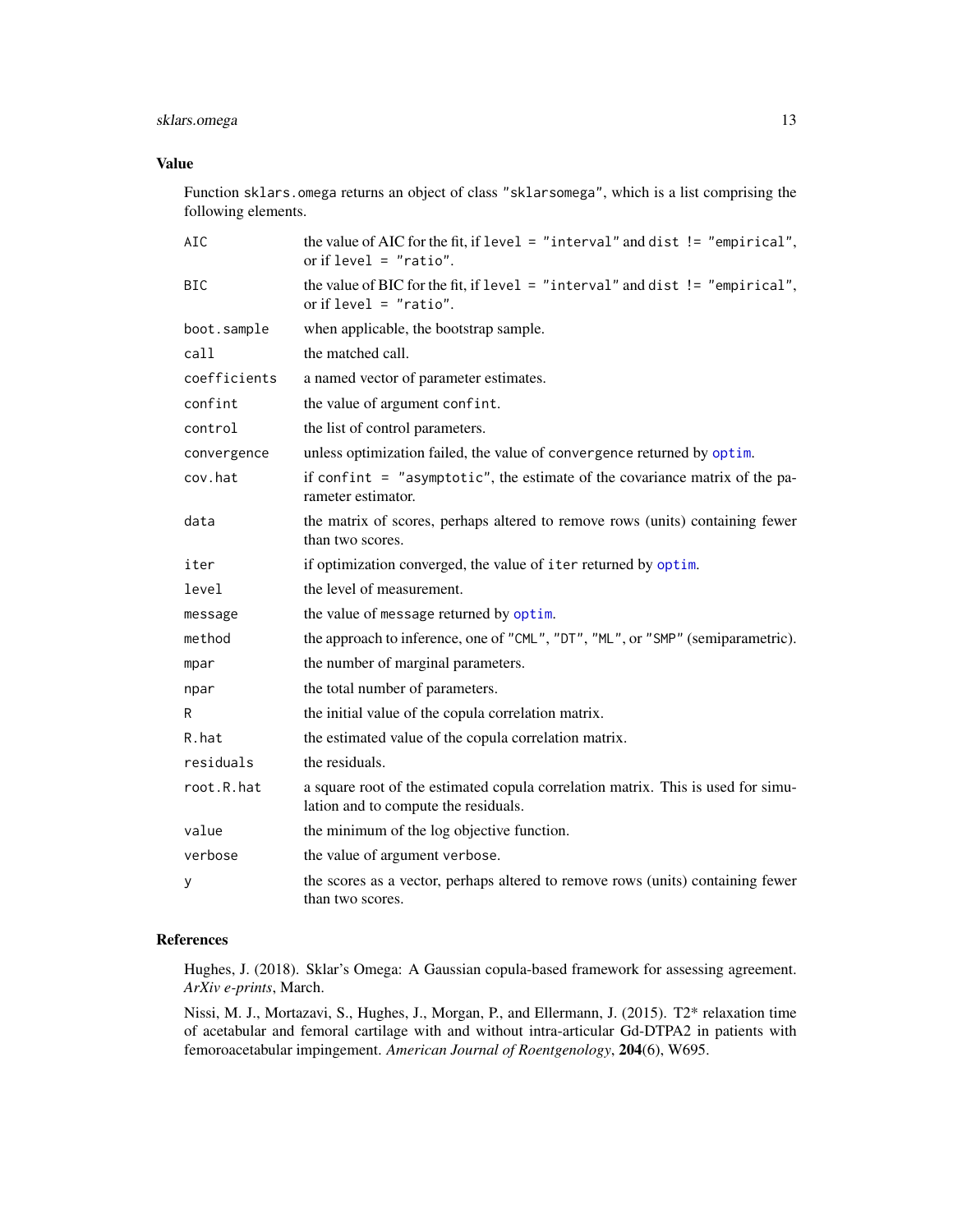## Value

Function `sklars.omega` returns an object of class `"sklarsomega"`, which is a list comprising the following elements.

| | |
|---|---|
| `AIC` | the value of AIC for the fit, if `level = "interval"` and `dist != "empirical"`, or if `level = "ratio"`. |
| `BIC` | the value of BIC for the fit, if `level = "interval"` and `dist != "empirical"`, or if `level = "ratio"`. |
| `boot.sample` | when applicable, the bootstrap sample. |
| `call` | the matched call. |
| `coefficients` | a named vector of parameter estimates. |
| `confint` | the value of argument `confint`. |
| `control` | the list of control parameters. |
| `convergence` | unless optimization failed, the value of `convergence` returned by `optim`. |
| `cov.hat` | if `confint = "asymptotic"`, the estimate of the covariance matrix of the parameter estimator. |
| `data` | the matrix of scores, perhaps altered to remove rows (units) containing fewer than two scores. |
| `iter` | if optimization converged, the value of `iter` returned by `optim`. |
| `level` | the level of measurement. |
| `message` | the value of `message` returned by `optim`. |
| `method` | the approach to inference, one of `"CML"`, `"DT"`, `"ML"`, or `"SMP"` (semiparametric). |
| `mpar` | the number of marginal parameters. |
| `npar` | the total number of parameters. |
| `R` | the initial value of the copula correlation matrix. |
| `R.hat` | the estimated value of the copula correlation matrix. |
| `residuals` | the residuals. |
| `root.R.hat` | a square root of the estimated copula correlation matrix. This is used for simulation and to compute the residuals. |
| `value` | the minimum of the log objective function. |
| `verbose` | the value of argument `verbose`. |
| `y` | the scores as a vector, perhaps altered to remove rows (units) containing fewer than two scores. |

## References

Hughes, J. (2018). Sklar's Omega: A Gaussian copula-based framework for assessing agreement. *ArXiv e-prints*, March.

Nissi, M. J., Mortazavi, S., Hughes, J., Morgan, P., and Ellermann, J. (2015). T2* relaxation time of acetabular and femoral cartilage with and without intra-articular Gd-DTPA2 in patients with femoroacetabular impingement. *American Journal of Roentgenology*, **204**(6), W695.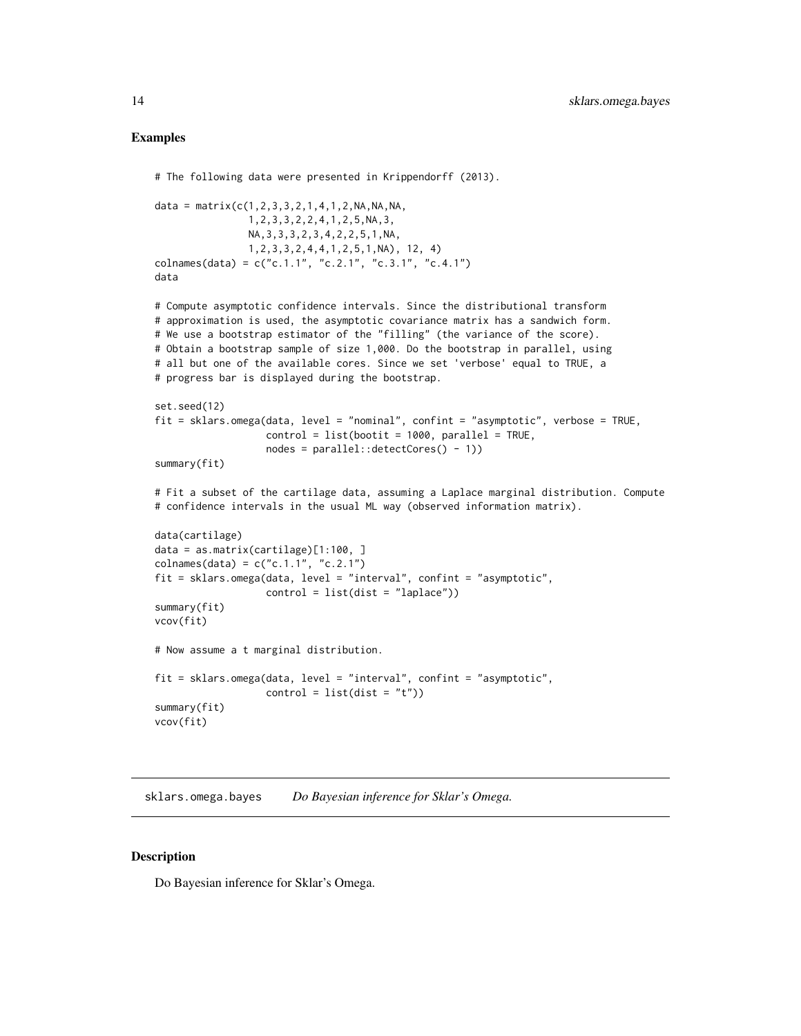## Examples

```
# The following data were presented in Krippendorff (2013).

data = matrix(c(1,2,3,3,2,1,4,1,2,NA,NA,NA,
                1,2,3,3,2,2,4,1,2,5,NA,3,
                NA,3,3,3,2,3,4,2,2,5,1,NA,
                1,2,3,3,2,4,4,1,2,5,1,NA), 12, 4)
colnames(data) = c("c.1.1", "c.2.1", "c.3.1", "c.4.1")
data

# Compute asymptotic confidence intervals. Since the distributional transform
# approximation is used, the asymptotic covariance matrix has a sandwich form.
# We use a bootstrap estimator of the "filling" (the variance of the score).
# Obtain a bootstrap sample of size 1,000. Do the bootstrap in parallel, using
# all but one of the available cores. Since we set 'verbose' equal to TRUE, a
# progress bar is displayed during the bootstrap.

set.seed(12)
fit = sklars.omega(data, level = "nominal", confint = "asymptotic", verbose = TRUE,
                   control = list(bootit = 1000, parallel = TRUE,
                   nodes = parallel::detectCores() - 1))
summary(fit)

# Fit a subset of the cartilage data, assuming a Laplace marginal distribution. Compute
# confidence intervals in the usual ML way (observed information matrix).

data(cartilage)
data = as.matrix(cartilage)[1:100, ]
colnames(data) = c("c.1.1", "c.2.1")
fit = sklars.omega(data, level = "interval", confint = "asymptotic",
                   control = list(dist = "laplace"))
summary(fit)
vcov(fit)

# Now assume a t marginal distribution.

fit = sklars.omega(data, level = "interval", confint = "asymptotic",
                   control = list(dist = "t"))
summary(fit)
vcov(fit)
```

---

sklars.omega.bayes    *Do Bayesian inference for Sklar's Omega.*

---

## Description

Do Bayesian inference for Sklar's Omega.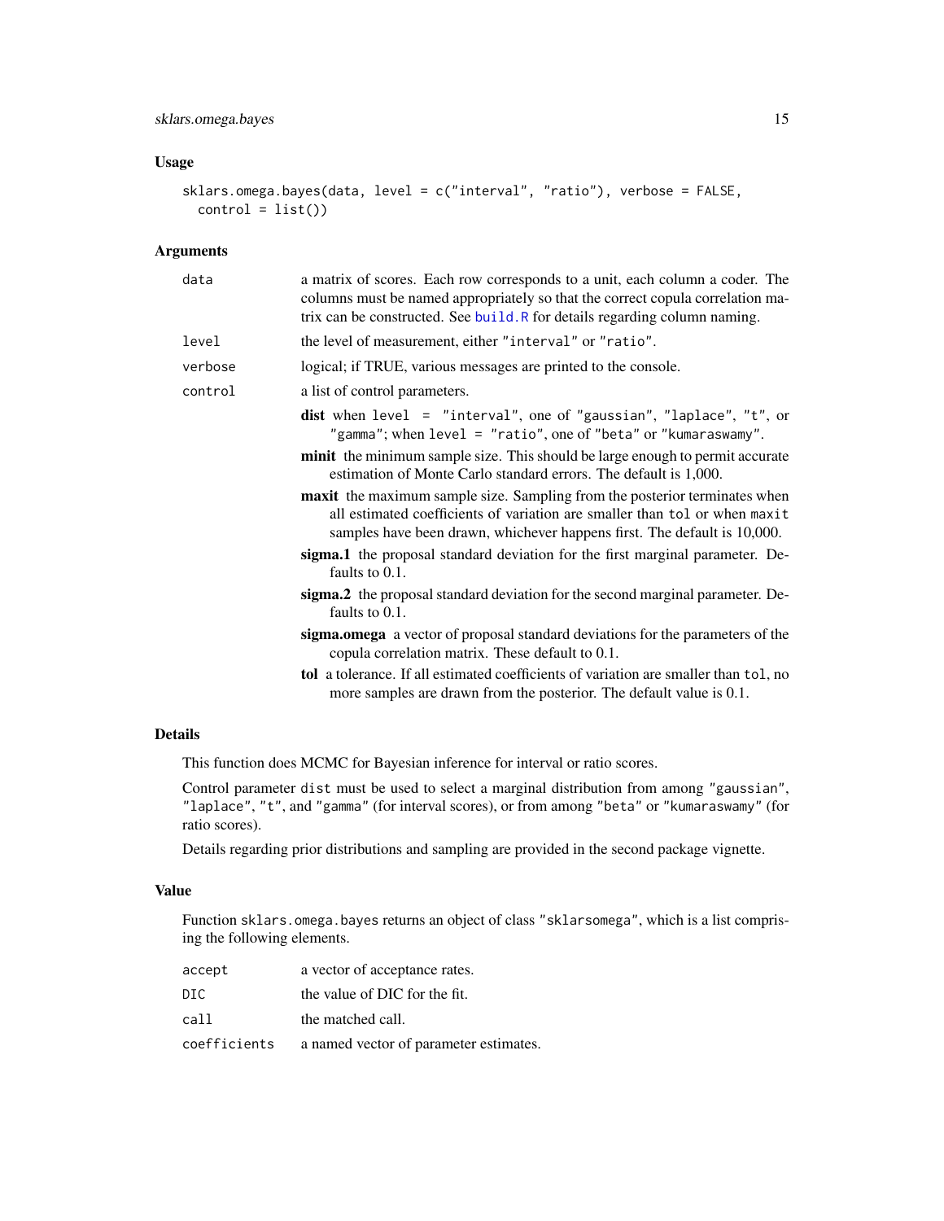## Usage

```
sklars.omega.bayes(data, level = c("interval", "ratio"), verbose = FALSE,
  control = list())
```

## Arguments

| | |
|---|---|
| `data` | a matrix of scores. Each row corresponds to a unit, each column a coder. The columns must be named appropriately so that the correct copula correlation matrix can be constructed. See `build.R` for details regarding column naming. |
| `level` | the level of measurement, either `"interval"` or `"ratio"`. |
| `verbose` | logical; if TRUE, various messages are printed to the console. |
| `control` | a list of control parameters. |

- **dist** when `level = "interval"`, one of `"gaussian"`, `"laplace"`, `"t"`, or `"gamma"`; when `level = "ratio"`, one of `"beta"` or `"kumaraswamy"`.
- **minit** the minimum sample size. This should be large enough to permit accurate estimation of Monte Carlo standard errors. The default is 1,000.
- **maxit** the maximum sample size. Sampling from the posterior terminates when all estimated coefficients of variation are smaller than `tol` or when `maxit` samples have been drawn, whichever happens first. The default is 10,000.
- **sigma.1** the proposal standard deviation for the first marginal parameter. Defaults to 0.1.
- **sigma.2** the proposal standard deviation for the second marginal parameter. Defaults to 0.1.
- **sigma.omega** a vector of proposal standard deviations for the parameters of the copula correlation matrix. These default to 0.1.
- **tol** a tolerance. If all estimated coefficients of variation are smaller than `tol`, no more samples are drawn from the posterior. The default value is 0.1.

## Details

This function does MCMC for Bayesian inference for interval or ratio scores.

Control parameter `dist` must be used to select a marginal distribution from among `"gaussian"`, `"laplace"`, `"t"`, and `"gamma"` (for interval scores), or from among `"beta"` or `"kumaraswamy"` (for ratio scores).

Details regarding prior distributions and sampling are provided in the second package vignette.

## Value

Function `sklars.omega.bayes` returns an object of class `"sklarsomega"`, which is a list comprising the following elements.

| | |
|---|---|
| `accept` | a vector of acceptance rates. |
| `DIC` | the value of DIC for the fit. |
| `call` | the matched call. |
| `coefficients` | a named vector of parameter estimates. |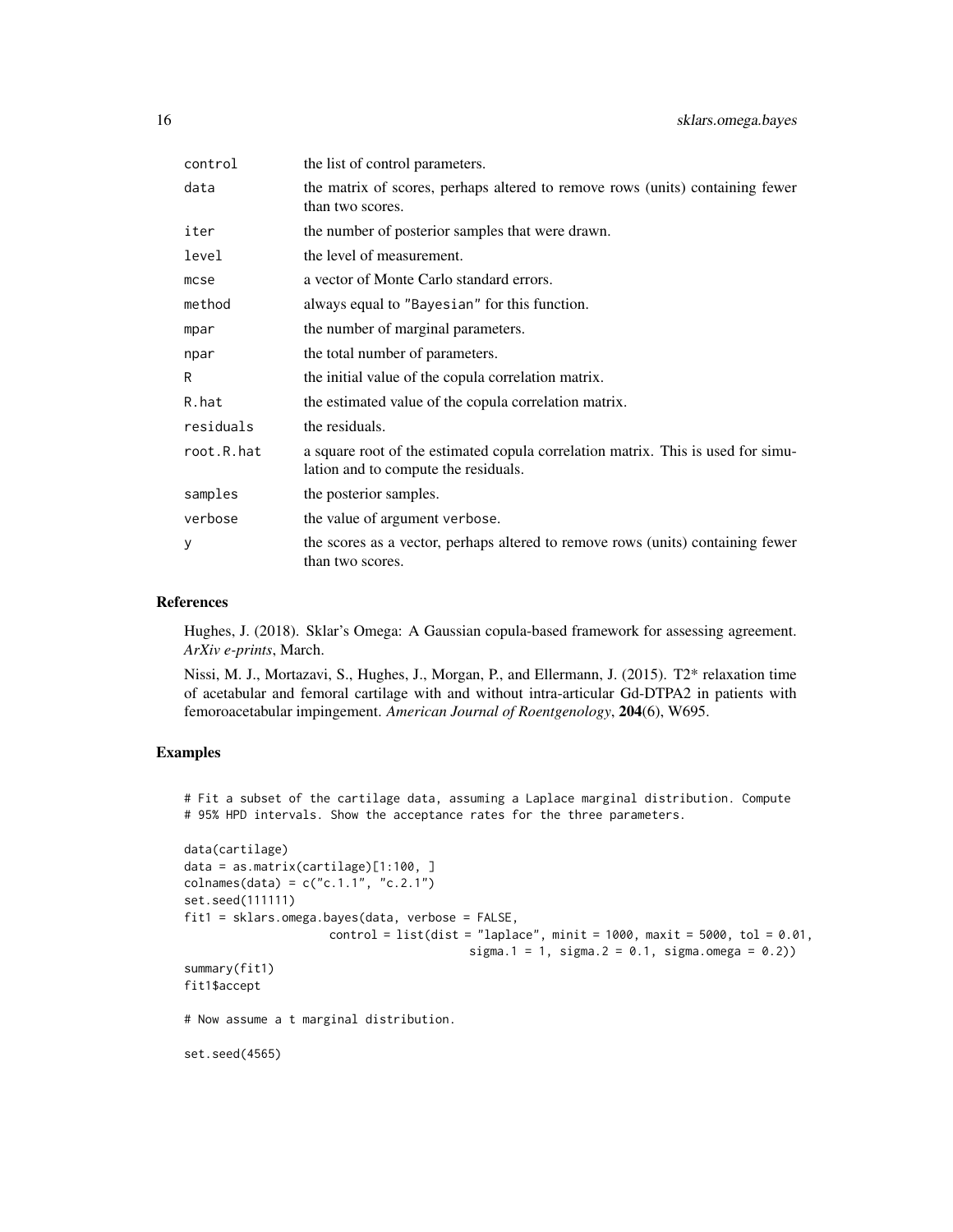| | |
|---|---|
| control | the list of control parameters. |
| data | the matrix of scores, perhaps altered to remove rows (units) containing fewer than two scores. |
| iter | the number of posterior samples that were drawn. |
| level | the level of measurement. |
| mcse | a vector of Monte Carlo standard errors. |
| method | always equal to "Bayesian" for this function. |
| mpar | the number of marginal parameters. |
| npar | the total number of parameters. |
| R | the initial value of the copula correlation matrix. |
| R.hat | the estimated value of the copula correlation matrix. |
| residuals | the residuals. |
| root.R.hat | a square root of the estimated copula correlation matrix. This is used for simulation and to compute the residuals. |
| samples | the posterior samples. |
| verbose | the value of argument verbose. |
| y | the scores as a vector, perhaps altered to remove rows (units) containing fewer than two scores. |

## References

Hughes, J. (2018). Sklar's Omega: A Gaussian copula-based framework for assessing agreement. *ArXiv e-prints*, March.

Nissi, M. J., Mortazavi, S., Hughes, J., Morgan, P., and Ellermann, J. (2015). T2* relaxation time of acetabular and femoral cartilage with and without intra-articular Gd-DTPA2 in patients with femoroacetabular impingement. *American Journal of Roentgenology*, **204**(6), W695.

## Examples

```
# Fit a subset of the cartilage data, assuming a Laplace marginal distribution. Compute
# 95% HPD intervals. Show the acceptance rates for the three parameters.

data(cartilage)
data = as.matrix(cartilage)[1:100, ]
colnames(data) = c("c.1.1", "c.2.1")
set.seed(111111)
fit1 = sklars.omega.bayes(data, verbose = FALSE,
                    control = list(dist = "laplace", minit = 1000, maxit = 5000, tol = 0.01,
                                        sigma.1 = 1, sigma.2 = 0.1, sigma.omega = 0.2))
summary(fit1)
fit1$accept

# Now assume a t marginal distribution.

set.seed(4565)
```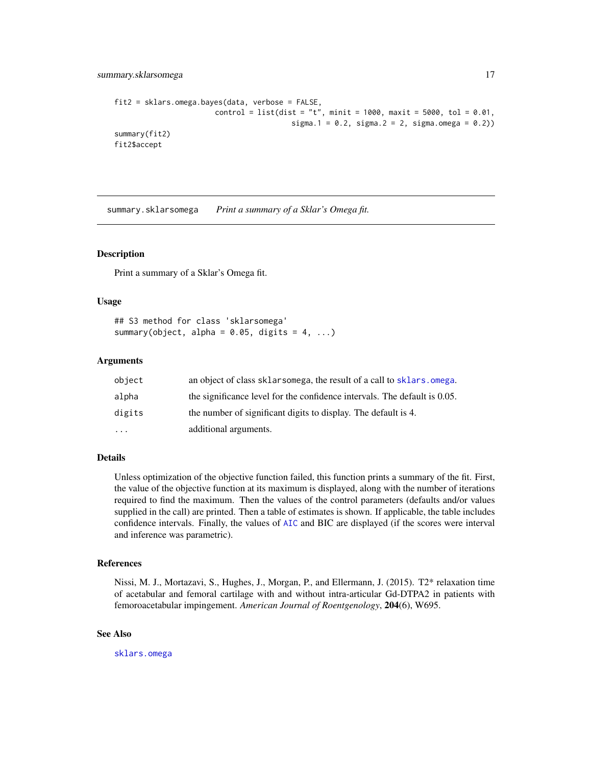```
fit2 = sklars.omega.bayes(data, verbose = FALSE,
                          control = list(dist = "t", minit = 1000, maxit = 5000, tol = 0.01,
                                         sigma.1 = 0.2, sigma.2 = 2, sigma.omega = 0.2))
summary(fit2)
fit2$accept
```

## summary.sklarsomega &nbsp;&nbsp;&nbsp; *Print a summary of a Sklar's Omega fit.*

### Description

Print a summary of a Sklar's Omega fit.

### Usage

```
## S3 method for class 'sklarsomega'
summary(object, alpha = 0.05, digits = 4, ...)
```

### Arguments

| | |
|---|---|
| object | an object of class sklarsomega, the result of a call to sklars.omega. |
| alpha | the significance level for the confidence intervals. The default is 0.05. |
| digits | the number of significant digits to display. The default is 4. |
| ... | additional arguments. |

### Details

Unless optimization of the objective function failed, this function prints a summary of the fit. First, the value of the objective function at its maximum is displayed, along with the number of iterations required to find the maximum. Then the values of the control parameters (defaults and/or values supplied in the call) are printed. Then a table of estimates is shown. If applicable, the table includes confidence intervals. Finally, the values of AIC and BIC are displayed (if the scores were interval and inference was parametric).

### References

Nissi, M. J., Mortazavi, S., Hughes, J., Morgan, P., and Ellermann, J. (2015). T2* relaxation time of acetabular and femoral cartilage with and without intra-articular Gd-DTPA2 in patients with femoroacetabular impingement. *American Journal of Roentgenology*, **204**(6), W695.

### See Also

sklars.omega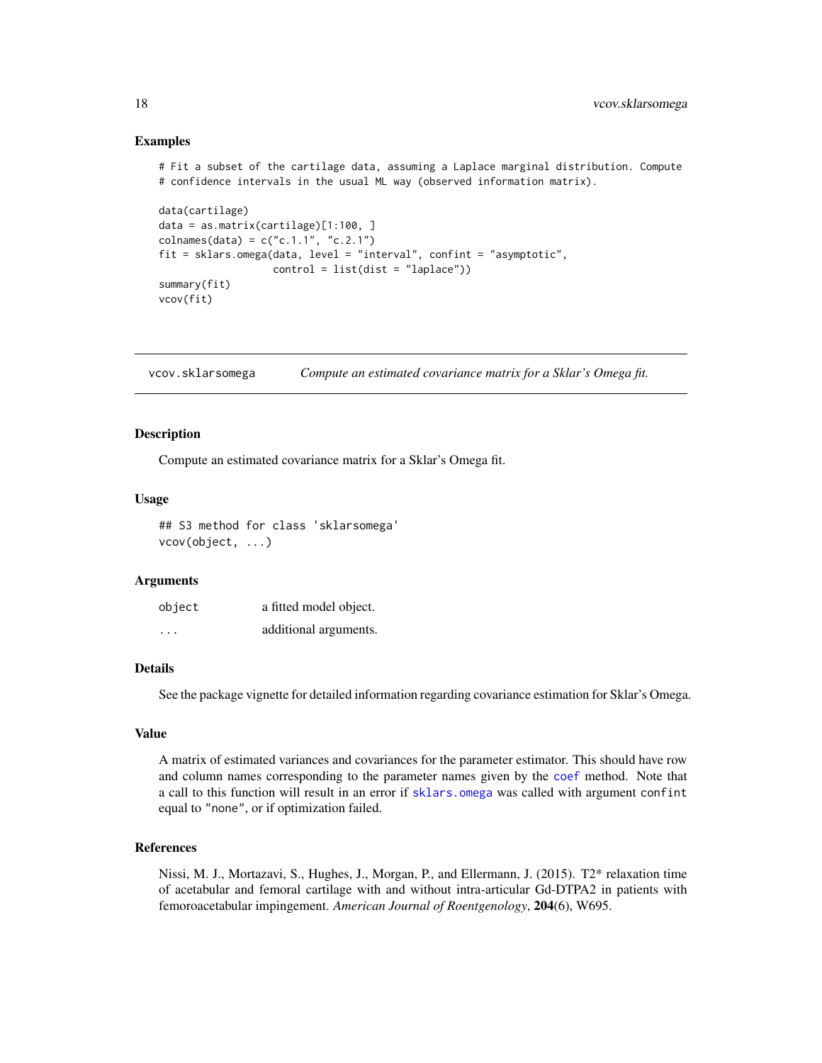### Examples

```
# Fit a subset of the cartilage data, assuming a Laplace marginal distribution. Compute
# confidence intervals in the usual ML way (observed information matrix).

data(cartilage)
data = as.matrix(cartilage)[1:100, ]
colnames(data) = c("c.1.1", "c.2.1")
fit = sklars.omega(data, level = "interval", confint = "asymptotic",
                   control = list(dist = "laplace"))
summary(fit)
vcov(fit)
```

---

## vcov.sklarsomega — *Compute an estimated covariance matrix for a Sklar's Omega fit.*

---

### Description

Compute an estimated covariance matrix for a Sklar's Omega fit.

### Usage

```
## S3 method for class 'sklarsomega'
vcov(object, ...)
```

### Arguments

| | |
|---|---|
| `object` | a fitted model object. |
| `...` | additional arguments. |

### Details

See the package vignette for detailed information regarding covariance estimation for Sklar's Omega.

### Value

A matrix of estimated variances and covariances for the parameter estimator. This should have row and column names corresponding to the parameter names given by the `coef` method. Note that a call to this function will result in an error if `sklars.omega` was called with argument `confint` equal to `"none"`, or if optimization failed.

### References

Nissi, M. J., Mortazavi, S., Hughes, J., Morgan, P., and Ellermann, J. (2015). T2* relaxation time of acetabular and femoral cartilage with and without intra-articular Gd-DTPA2 in patients with femoroacetabular impingement. *American Journal of Roentgenology*, **204**(6), W695.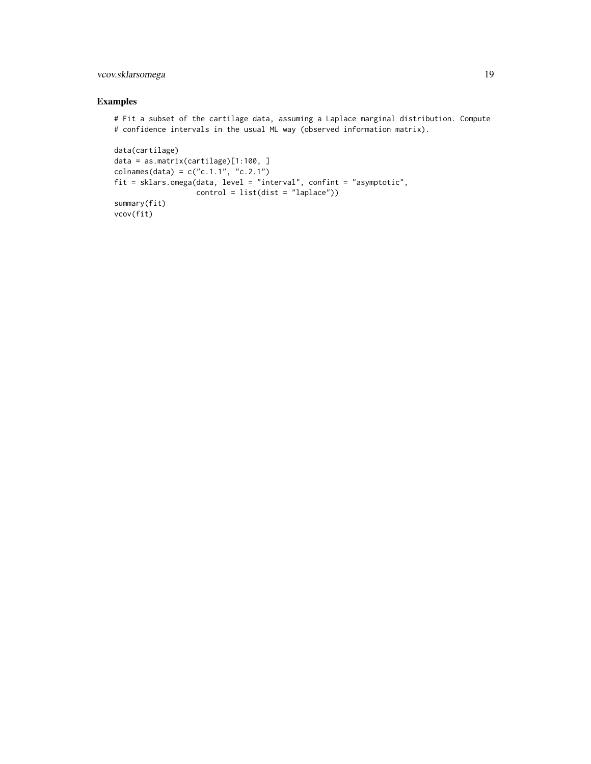## Examples

```
# Fit a subset of the cartilage data, assuming a Laplace marginal distribution. Compute
# confidence intervals in the usual ML way (observed information matrix).

data(cartilage)
data = as.matrix(cartilage)[1:100, ]
colnames(data) = c("c.1.1", "c.2.1")
fit = sklars.omega(data, level = "interval", confint = "asymptotic",
                   control = list(dist = "laplace"))
summary(fit)
vcov(fit)
```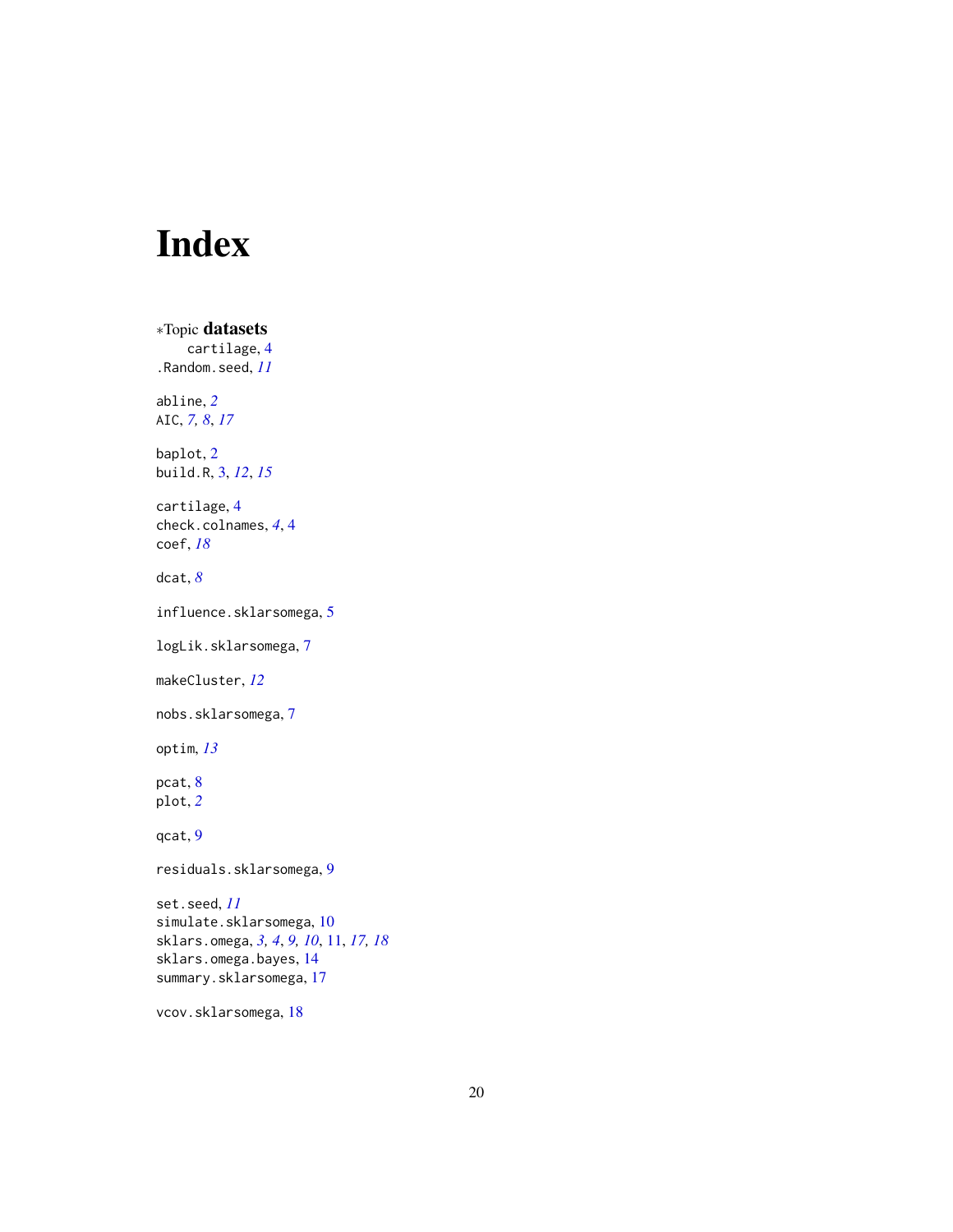# Index

*Topic **datasets**
    cartilage, 4
.Random.seed, *11*

abline, *2*
AIC, *7, 8*, *17*

baplot, 2
build.R, 3, *12*, *15*

cartilage, 4
check.colnames, *4*, 4
coef, *18*

dcat, *8*

influence.sklarsomega, 5

logLik.sklarsomega, 7

makeCluster, *12*

nobs.sklarsomega, 7

optim, *13*

pcat, 8
plot, *2*

qcat, 9

residuals.sklarsomega, 9

set.seed, *11*
simulate.sklarsomega, 10
sklars.omega, *3, 4*, *9, 10*, 11, *17, 18*
sklars.omega.bayes, 14
summary.sklarsomega, 17

vcov.sklarsomega, 18